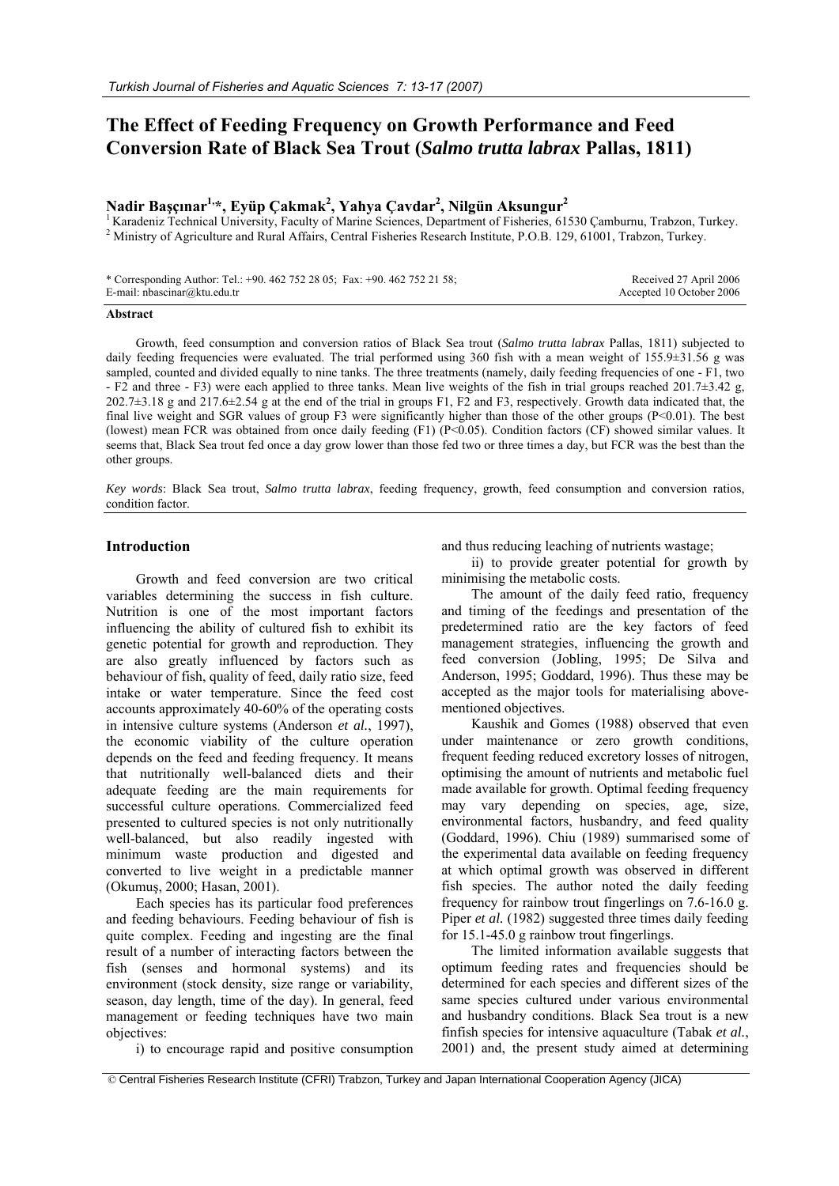# The Effect of Feeding Frequency on Growth Performance and Feed Conversion Rate of Black Sea Trout (*Salmo trutta labrax* Pallas, 1811)

**Nadir Başçınar[1,*], Eyüp Çakmak[2], Yahya Çavdar[2], Nilgün Aksungur[2]**

[1] Karadeniz Technical University, Faculty of Marine Sciences, Department of Fisheries, 61530 Çamburnu, Trabzon, Turkey.
[2] Ministry of Agriculture and Rural Affairs, Central Fisheries Research Institute, P.O.B. 129, 61001, Trabzon, Turkey.

\* Corresponding Author: Tel.: +90. 462 752 28 05; Fax: +90. 462 752 21 58;
E-mail: nbascinar@ktu.edu.tr

Received 27 April 2006
Accepted 10 October 2006

## Abstract

Growth, feed consumption and conversion ratios of Black Sea trout (*Salmo trutta labrax* Pallas, 1811) subjected to daily feeding frequencies were evaluated. The trial performed using 360 fish with a mean weight of 155.9±31.56 g was sampled, counted and divided equally to nine tanks. The three treatments (namely, daily feeding frequencies of one - F1, two - F2 and three - F3) were each applied to three tanks. Mean live weights of the fish in trial groups reached 201.7±3.42 g, 202.7±3.18 g and 217.6±2.54 g at the end of the trial in groups F1, F2 and F3, respectively. Growth data indicated that, the final live weight and SGR values of group F3 were significantly higher than those of the other groups ($P<0.01$). The best (lowest) mean FCR was obtained from once daily feeding (F1) ($P<0.05$). Condition factors (CF) showed similar values. It seems that, Black Sea trout fed once a day grow lower than those fed two or three times a day, but FCR was the best than the other groups.

*Key words*: Black Sea trout, *Salmo trutta labrax*, feeding frequency, growth, feed consumption and conversion ratios, condition factor.

## Introduction

Growth and feed conversion are two critical variables determining the success in fish culture. Nutrition is one of the most important factors influencing the ability of cultured fish to exhibit its genetic potential for growth and reproduction. They are also greatly influenced by factors such as behaviour of fish, quality of feed, daily ratio size, feed intake or water temperature. Since the feed cost accounts approximately 40-60% of the operating costs in intensive culture systems (Anderson *et al.*, 1997), the economic viability of the culture operation depends on the feed and feeding frequency. It means that nutritionally well-balanced diets and their adequate feeding are the main requirements for successful culture operations. Commercialized feed presented to cultured species is not only nutritionally well-balanced, but also readily ingested with minimum waste production and digested and converted to live weight in a predictable manner (Okumuş, 2000; Hasan, 2001).

Each species has its particular food preferences and feeding behaviours. Feeding behaviour of fish is quite complex. Feeding and ingesting are the final result of a number of interacting factors between the fish (senses and hormonal systems) and its environment (stock density, size range or variability, season, day length, time of the day). In general, feed management or feeding techniques have two main objectives:

i) to encourage rapid and positive consumption and thus reducing leaching of nutrients wastage;

ii) to provide greater potential for growth by minimising the metabolic costs.

The amount of the daily feed ratio, frequency and timing of the feedings and presentation of the predetermined ratio are the key factors of feed management strategies, influencing the growth and feed conversion (Jobling, 1995; De Silva and Anderson, 1995; Goddard, 1996). Thus these may be accepted as the major tools for materialising above-mentioned objectives.

Kaushik and Gomes (1988) observed that even under maintenance or zero growth conditions, frequent feeding reduced excretory losses of nitrogen, optimising the amount of nutrients and metabolic fuel made available for growth. Optimal feeding frequency may vary depending on species, age, size, environmental factors, husbandry, and feed quality (Goddard, 1996). Chiu (1989) summarised some of the experimental data available on feeding frequency at which optimal growth was observed in different fish species. The author noted the daily feeding frequency for rainbow trout fingerlings on 7.6-16.0 g. Piper *et al.* (1982) suggested three times daily feeding for 15.1-45.0 g rainbow trout fingerlings.

The limited information available suggests that optimum feeding rates and frequencies should be determined for each species and different sizes of the same species cultured under various environmental and husbandry conditions. Black Sea trout is a new finfish species for intensive aquaculture (Tabak *et al.*, 2001) and, the present study aimed at determining

© Central Fisheries Research Institute (CFRI) Trabzon, Turkey and Japan International Cooperation Agency (JICA)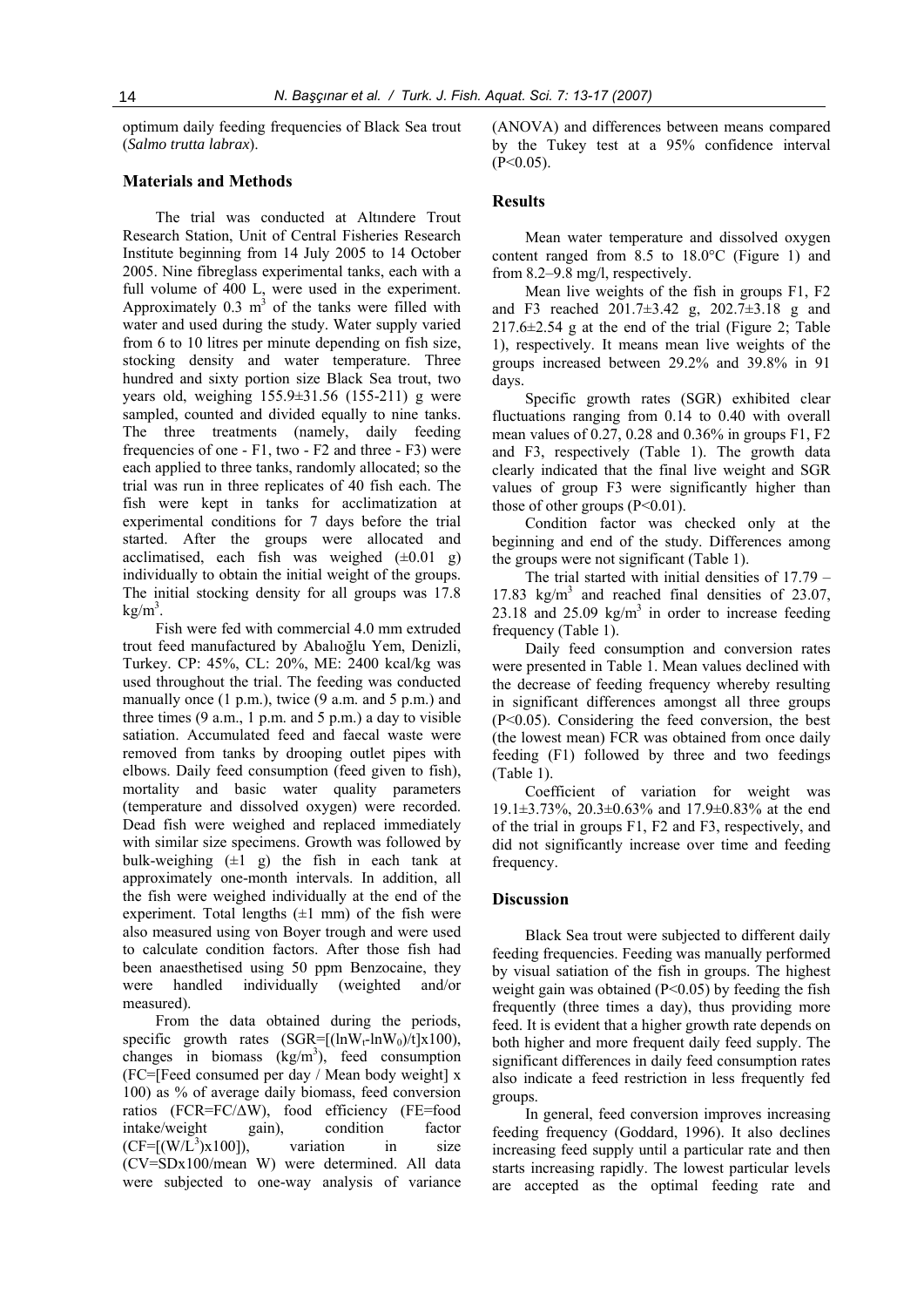optimum daily feeding frequencies of Black Sea trout (*Salmo trutta labrax*).

## Materials and Methods

The trial was conducted at Altındere Trout Research Station, Unit of Central Fisheries Research Institute beginning from 14 July 2005 to 14 October 2005. Nine fibreglass experimental tanks, each with a full volume of 400 L, were used in the experiment. Approximately 0.3 $m^3$ of the tanks were filled with water and used during the study. Water supply varied from 6 to 10 litres per minute depending on fish size, stocking density and water temperature. Three hundred and sixty portion size Black Sea trout, two years old, weighing 155.9±31.56 (155-211) g were sampled, counted and divided equally to nine tanks. The three treatments (namely, daily feeding frequencies of one - F1, two - F2 and three - F3) were each applied to three tanks, randomly allocated; so the trial was run in three replicates of 40 fish each. The fish were kept in tanks for acclimatization at experimental conditions for 7 days before the trial started. After the groups were allocated and acclimatised, each fish was weighed (±0.01 g) individually to obtain the initial weight of the groups. The initial stocking density for all groups was 17.8 $kg/m^3$.

Fish were fed with commercial 4.0 mm extruded trout feed manufactured by Abalıoğlu Yem, Denizli, Turkey. CP: 45%, CL: 20%, ME: 2400 kcal/kg was used throughout the trial. The feeding was conducted manually once (1 p.m.), twice (9 a.m. and 5 p.m.) and three times (9 a.m., 1 p.m. and 5 p.m.) a day to visible satiation. Accumulated feed and faecal waste were removed from tanks by drooping outlet pipes with elbows. Daily feed consumption (feed given to fish), mortality and basic water quality parameters (temperature and dissolved oxygen) were recorded. Dead fish were weighed and replaced immediately with similar size specimens. Growth was followed by bulk-weighing (±1 g) the fish in each tank at approximately one-month intervals. In addition, all the fish were weighed individually at the end of the experiment. Total lengths (±1 mm) of the fish were also measured using von Boyer trough and were used to calculate condition factors. After those fish had been anaesthetised using 50 ppm Benzocaine, they were handled individually (weighted and/or measured).

From the data obtained during the periods, specific growth rates ($SGR=[(\ln W_t-\ln W_0)/t]x100$), changes in biomass ($kg/m^3$), feed consumption (FC=[Feed consumed per day / Mean body weight] x 100) as % of average daily biomass, feed conversion ratios ($FCR=FC/\Delta W$), food efficiency (FE=food intake/weight gain), condition factor ($CF=[(W/L^3)x100]$), variation in size (CV=SDx100/mean W) were determined. All data were subjected to one-way analysis of variance (ANOVA) and differences between means compared by the Tukey test at a 95% confidence interval ($P<0.05$).

## Results

Mean water temperature and dissolved oxygen content ranged from 8.5 to 18.0°C (Figure 1) and from 8.2–9.8 mg/l, respectively.

Mean live weights of the fish in groups F1, F2 and F3 reached 201.7±3.42 g, 202.7±3.18 g and 217.6±2.54 g at the end of the trial (Figure 2; Table 1), respectively. It means mean live weights of the groups increased between 29.2% and 39.8% in 91 days.

Specific growth rates (SGR) exhibited clear fluctuations ranging from 0.14 to 0.40 with overall mean values of 0.27, 0.28 and 0.36% in groups F1, F2 and F3, respectively (Table 1). The growth data clearly indicated that the final live weight and SGR values of group F3 were significantly higher than those of other groups ($P<0.01$).

Condition factor was checked only at the beginning and end of the study. Differences among the groups were not significant (Table 1).

The trial started with initial densities of 17.79 – 17.83 $kg/m^3$ and reached final densities of 23.07, 23.18 and 25.09 $kg/m^3$ in order to increase feeding frequency (Table 1).

Daily feed consumption and conversion rates were presented in Table 1. Mean values declined with the decrease of feeding frequency whereby resulting in significant differences amongst all three groups ($P<0.05$). Considering the feed conversion, the best (the lowest mean) FCR was obtained from once daily feeding (F1) followed by three and two feedings (Table 1).

Coefficient of variation for weight was 19.1±3.73%, 20.3±0.63% and 17.9±0.83% at the end of the trial in groups F1, F2 and F3, respectively, and did not significantly increase over time and feeding frequency.

## Discussion

Black Sea trout were subjected to different daily feeding frequencies. Feeding was manually performed by visual satiation of the fish in groups. The highest weight gain was obtained ($P<0.05$) by feeding the fish frequently (three times a day), thus providing more feed. It is evident that a higher growth rate depends on both higher and more frequent daily feed supply. The significant differences in daily feed consumption rates also indicate a feed restriction in less frequently fed groups.

In general, feed conversion improves increasing feeding frequency (Goddard, 1996). It also declines increasing feed supply until a particular rate and then starts increasing rapidly. The lowest particular levels are accepted as the optimal feeding rate and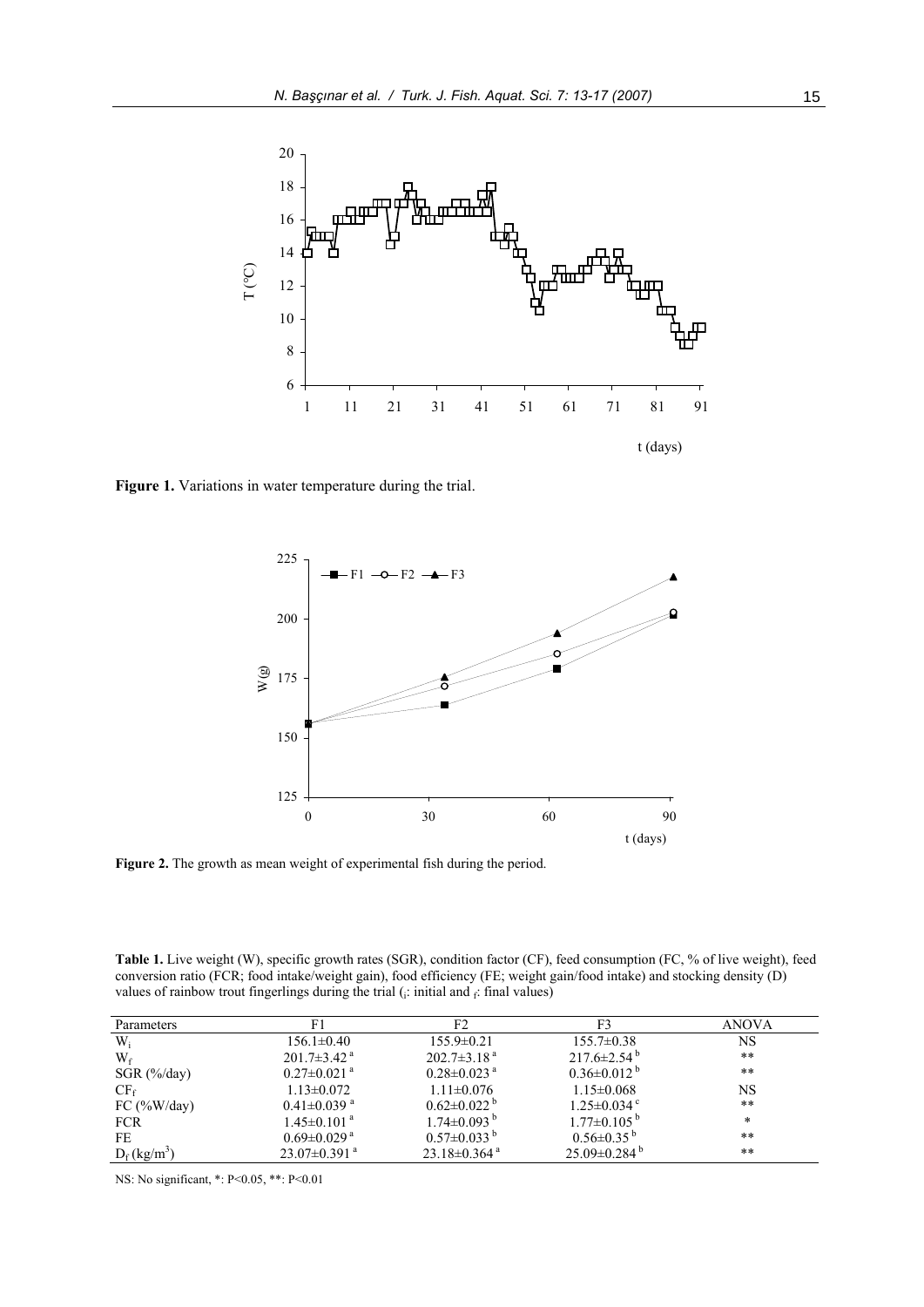**Figure 1.** Variations in water temperature during the trial.

**Figure 2.** The growth as mean weight of experimental fish during the period.

**Table 1.** Live weight (W), specific growth rates (SGR), condition factor (CF), feed consumption (FC, % of live weight), feed conversion ratio (FCR; food intake/weight gain), food efficiency (FE; weight gain/food intake) and stocking density (D) values of rainbow trout fingerlings during the trial ($_i$: initial and $_f$: final values)

| Parameters | F1 | F2 | F3 | ANOVA |
|---|---|---|---|---|
| $W_i$ | 156.1±0.40 | 155.9±0.21 | 155.7±0.38 | NS |
| $W_f$ | 201.7±3.42 [a] | 202.7±3.18 [a] | 217.6±2.54 [b] | ** |
| SGR (%/day) | 0.27±0.021 [a] | 0.28±0.023 [a] | 0.36±0.012 [b] | ** |
| $CF_f$ | 1.13±0.072 | 1.11±0.076 | 1.15±0.068 | NS |
| FC (%W/day) | 0.41±0.039 [a] | 0.62±0.022 [b] | 1.25±0.034 [c] | ** |
| FCR | 1.45±0.101 [a] | 1.74±0.093 [b] | 1.77±0.105 [b] | * |
| FE | 0.69±0.029 [a] | 0.57±0.033 [b] | 0.56±0.35 [b] | ** |
| $D_f$ ($kg/m^3$) | 23.07±0.391 [a] | 23.18±0.364 [a] | 25.09±0.284 [b] | ** |

NS: No significant, *: $P<0.05$, **: $P<0.01$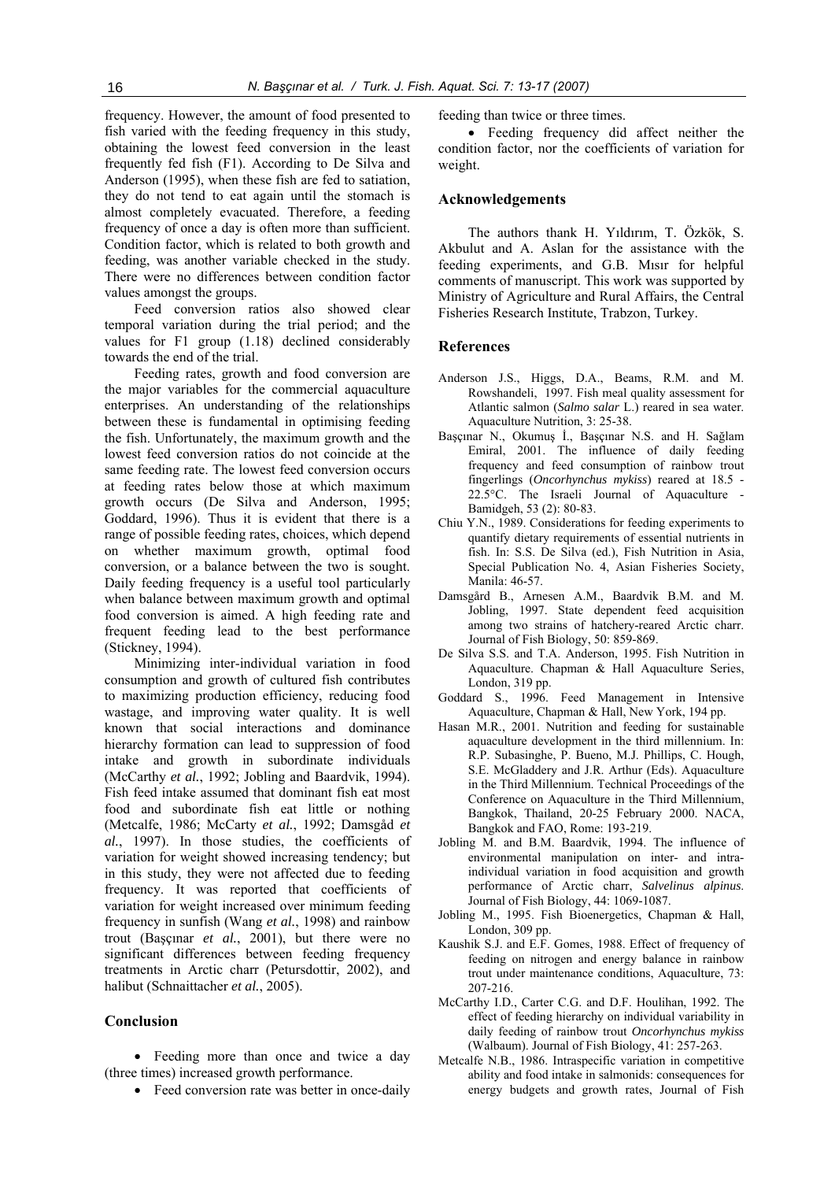frequency. However, the amount of food presented to fish varied with the feeding frequency in this study, obtaining the lowest feed conversion in the least frequently fed fish (F1). According to De Silva and Anderson (1995), when these fish are fed to satiation, they do not tend to eat again until the stomach is almost completely evacuated. Therefore, a feeding frequency of once a day is often more than sufficient. Condition factor, which is related to both growth and feeding, was another variable checked in the study. There were no differences between condition factor values amongst the groups.

Feed conversion ratios also showed clear temporal variation during the trial period; and the values for F1 group (1.18) declined considerably towards the end of the trial.

Feeding rates, growth and food conversion are the major variables for the commercial aquaculture enterprises. An understanding of the relationships between these is fundamental in optimising feeding the fish. Unfortunately, the maximum growth and the lowest feed conversion ratios do not coincide at the same feeding rate. The lowest feed conversion occurs at feeding rates below those at which maximum growth occurs (De Silva and Anderson, 1995; Goddard, 1996). Thus it is evident that there is a range of possible feeding rates, choices, which depend on whether maximum growth, optimal food conversion, or a balance between the two is sought. Daily feeding frequency is a useful tool particularly when balance between maximum growth and optimal food conversion is aimed. A high feeding rate and frequent feeding lead to the best performance (Stickney, 1994).

Minimizing inter-individual variation in food consumption and growth of cultured fish contributes to maximizing production efficiency, reducing food wastage, and improving water quality. It is well known that social interactions and dominance hierarchy formation can lead to suppression of food intake and growth in subordinate individuals (McCarthy *et al.*, 1992; Jobling and Baardvik, 1994). Fish feed intake assumed that dominant fish eat most food and subordinate fish eat little or nothing (Metcalfe, 1986; McCarty *et al.*, 1992; Damsgåd *et al.*, 1997). In those studies, the coefficients of variation for weight showed increasing tendency; but in this study, they were not affected due to feeding frequency. It was reported that coefficients of variation for weight increased over minimum feeding frequency in sunfish (Wang *et al.*, 1998) and rainbow trout (Başçınar *et al.*, 2001), but there were no significant differences between feeding frequency treatments in Arctic charr (Petursdottir, 2002), and halibut (Schnaittacher *et al.*, 2005).

## Conclusion

- Feeding more than once and twice a day (three times) increased growth performance.
- Feed conversion rate was better in once-daily feeding than twice or three times.
- Feeding frequency did affect neither the condition factor, nor the coefficients of variation for weight.

## Acknowledgements

The authors thank H. Yıldırım, T. Özkök, S. Akbulut and A. Aslan for the assistance with the feeding experiments, and G.B. Mısır for helpful comments of manuscript. This work was supported by Ministry of Agriculture and Rural Affairs, the Central Fisheries Research Institute, Trabzon, Turkey.

## References

Anderson J.S., Higgs, D.A., Beams, R.M. and M. Rowshandeli, 1997. Fish meal quality assessment for Atlantic salmon (*Salmo salar* L.) reared in sea water. Aquaculture Nutrition, 3: 25-38.

Başçınar N., Okumuş İ., Başçınar N.S. and H. Sağlam Emiral, 2001. The influence of daily feeding frequency and feed consumption of rainbow trout fingerlings (*Oncorhynchus mykiss*) reared at 18.5 - 22.5°C. The Israeli Journal of Aquaculture - Bamidgeh, 53 (2): 80-83.

Chiu Y.N., 1989. Considerations for feeding experiments to quantify dietary requirements of essential nutrients in fish. In: S.S. De Silva (ed.), Fish Nutrition in Asia, Special Publication No. 4, Asian Fisheries Society, Manila: 46-57.

Damsgård B., Arnesen A.M., Baardvik B.M. and M. Jobling, 1997. State dependent feed acquisition among two strains of hatchery-reared Arctic charr. Journal of Fish Biology, 50: 859-869.

De Silva S.S. and T.A. Anderson, 1995. Fish Nutrition in Aquaculture. Chapman & Hall Aquaculture Series, London, 319 pp.

Goddard S., 1996. Feed Management in Intensive Aquaculture, Chapman & Hall, New York, 194 pp.

Hasan M.R., 2001. Nutrition and feeding for sustainable aquaculture development in the third millennium. In: R.P. Subasinghe, P. Bueno, M.J. Phillips, C. Hough, S.E. McGladdery and J.R. Arthur (Eds). Aquaculture in the Third Millennium. Technical Proceedings of the Conference on Aquaculture in the Third Millennium, Bangkok, Thailand, 20-25 February 2000. NACA, Bangkok and FAO, Rome: 193-219.

Jobling M. and B.M. Baardvik, 1994. The influence of environmental manipulation on inter- and intra-individual variation in food acquisition and growth performance of Arctic charr, *Salvelinus alpinus*. Journal of Fish Biology, 44: 1069-1087.

Jobling M., 1995. Fish Bioenergetics, Chapman & Hall, London, 309 pp.

Kaushik S.J. and E.F. Gomes, 1988. Effect of frequency of feeding on nitrogen and energy balance in rainbow trout under maintenance conditions, Aquaculture, 73: 207-216.

McCarthy I.D., Carter C.G. and D.F. Houlihan, 1992. The effect of feeding hierarchy on individual variability in daily feeding of rainbow trout *Oncorhynchus mykiss* (Walbaum). Journal of Fish Biology, 41: 257-263.

Metcalfe N.B., 1986. Intraspecific variation in competitive ability and food intake in salmonids: consequences for energy budgets and growth rates, Journal of Fish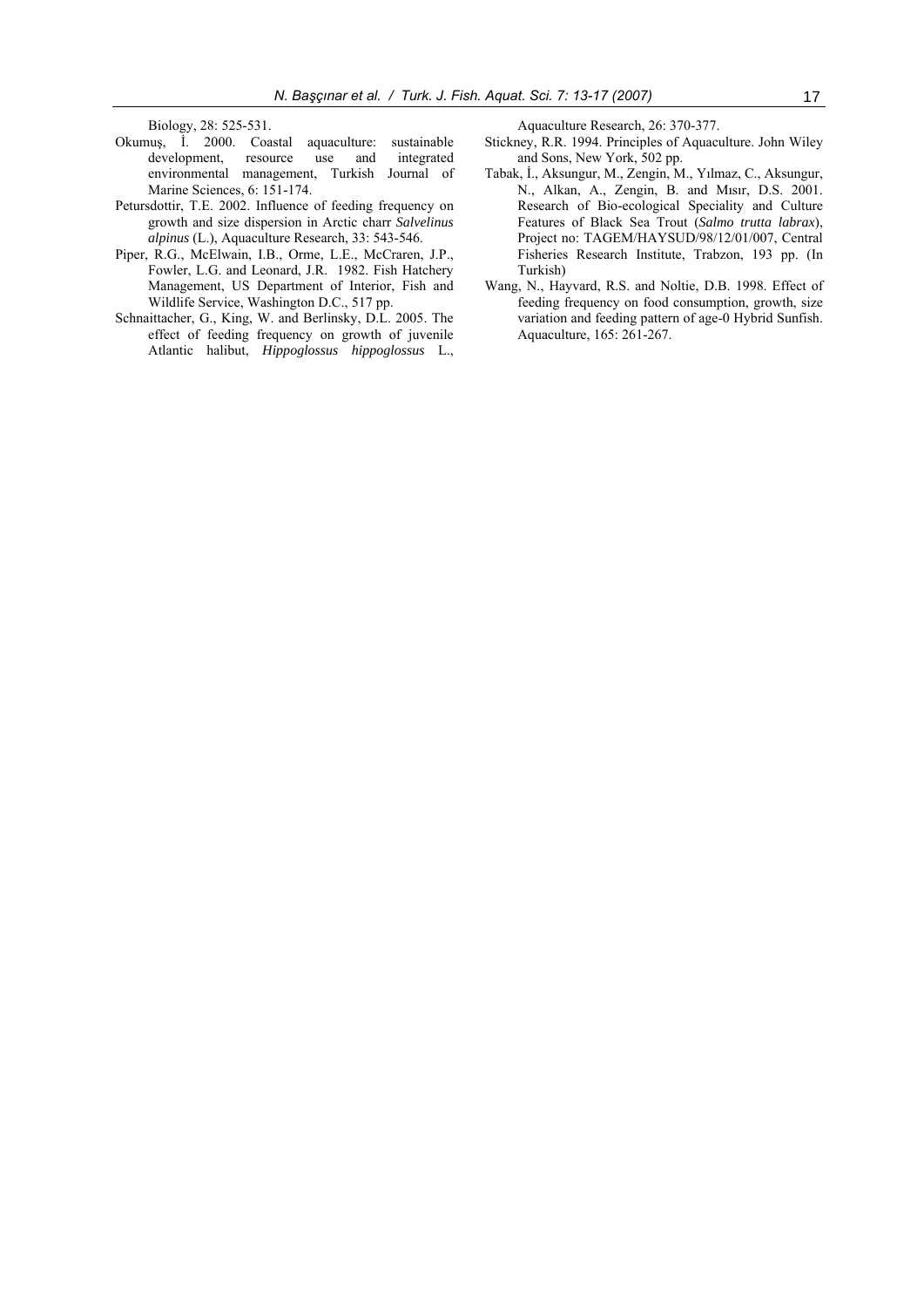Biology, 28: 525-531.

Okumuş, İ. 2000. Coastal aquaculture: sustainable development, resource use and integrated environmental management, Turkish Journal of Marine Sciences, 6: 151-174.

Petursdottir, T.E. 2002. Influence of feeding frequency on growth and size dispersion in Arctic charr *Salvelinus alpinus* (L.), Aquaculture Research, 33: 543-546.

Piper, R.G., McElwain, I.B., Orme, L.E., McCraren, J.P., Fowler, L.G. and Leonard, J.R. 1982. Fish Hatchery Management, US Department of Interior, Fish and Wildlife Service, Washington D.C., 517 pp.

Schnaittacher, G., King, W. and Berlinsky, D.L. 2005. The effect of feeding frequency on growth of juvenile Atlantic halibut, *Hippoglossus hippoglossus* L., Aquaculture Research, 26: 370-377.

Stickney, R.R. 1994. Principles of Aquaculture. John Wiley and Sons, New York, 502 pp.

Tabak, İ., Aksungur, M., Zengin, M., Yılmaz, C., Aksungur, N., Alkan, A., Zengin, B. and Mısır, D.S. 2001. Research of Bio-ecological Speciality and Culture Features of Black Sea Trout (*Salmo trutta labrax*), Project no: TAGEM/HAYSUD/98/12/01/007, Central Fisheries Research Institute, Trabzon, 193 pp. (In Turkish)

Wang, N., Hayvard, R.S. and Noltie, D.B. 1998. Effect of feeding frequency on food consumption, growth, size variation and feeding pattern of age-0 Hybrid Sunfish. Aquaculture, 165: 261-267.